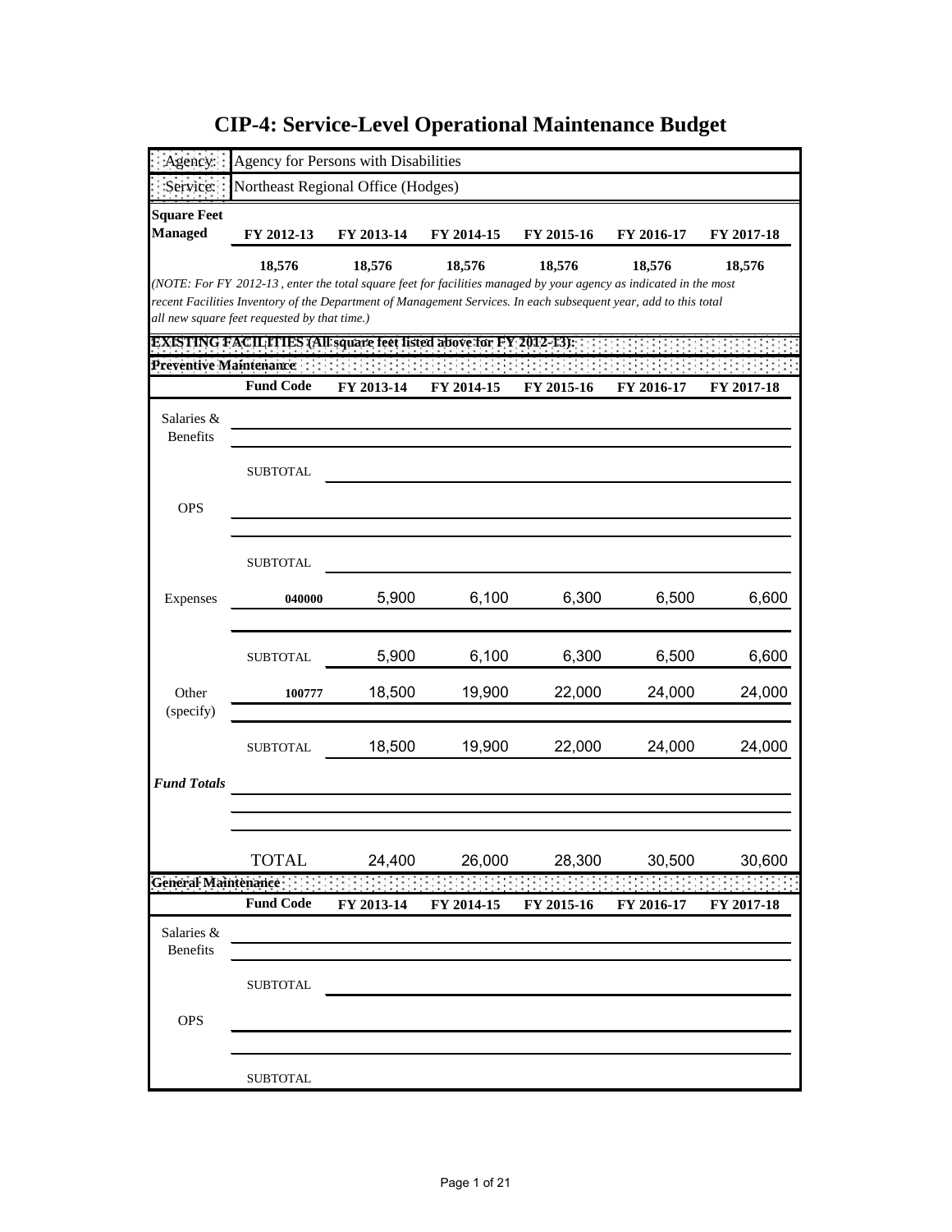# CIP-4: Service-Level Operational Maintenance Budget

| Agency: | Agency for Persons with Disabilities |
|---|---|
| Service: | Northeast Regional Office (Hodges) |

| Square Feet Managed | FY 2012-13 | FY 2013-14 | FY 2014-15 | FY 2015-16 | FY 2016-17 | FY 2017-18 |
|---|---|---|---|---|---|---|
| | **18,576** | **18,576** | **18,576** | **18,576** | **18,576** | **18,576** |

*(NOTE: For FY 2012-13 , enter the total square feet for facilities managed by your agency as indicated in the most recent Facilities Inventory of the Department of Management Services. In each subsequent year, add to this total all new square feet requested by that time.)*

**EXISTING FACILITIES (All square feet listed above for FY 2012-13):**

**Preventive Maintenance**

| | Fund Code | FY 2013-14 | FY 2014-15 | FY 2015-16 | FY 2016-17 | FY 2017-18 |
|---|---|---|---|---|---|---|
| Salaries & Benefits | | | | | | |
| | | | | | | |
| | SUBTOTAL | | | | | |
| OPS | | | | | | |
| | | | | | | |
| | SUBTOTAL | | | | | |
| Expenses | 040000 | 5,900 | 6,100 | 6,300 | 6,500 | 6,600 |
| | | | | | | |
| | SUBTOTAL | 5,900 | 6,100 | 6,300 | 6,500 | 6,600 |
| Other (specify) | 100777 | 18,500 | 19,900 | 22,000 | 24,000 | 24,000 |
| | | | | | | |
| | SUBTOTAL | 18,500 | 19,900 | 22,000 | 24,000 | 24,000 |
| *Fund Totals* | | | | | | |
| | | | | | | |
| | | | | | | |
| | TOTAL | 24,400 | 26,000 | 28,300 | 30,500 | 30,600 |

**General Maintenance**

| | Fund Code | FY 2013-14 | FY 2014-15 | FY 2015-16 | FY 2016-17 | FY 2017-18 |
|---|---|---|---|---|---|---|
| Salaries & Benefits | | | | | | |
| | | | | | | |
| | SUBTOTAL | | | | | |
| OPS | | | | | | |
| | | | | | | |
| | SUBTOTAL | | | | | |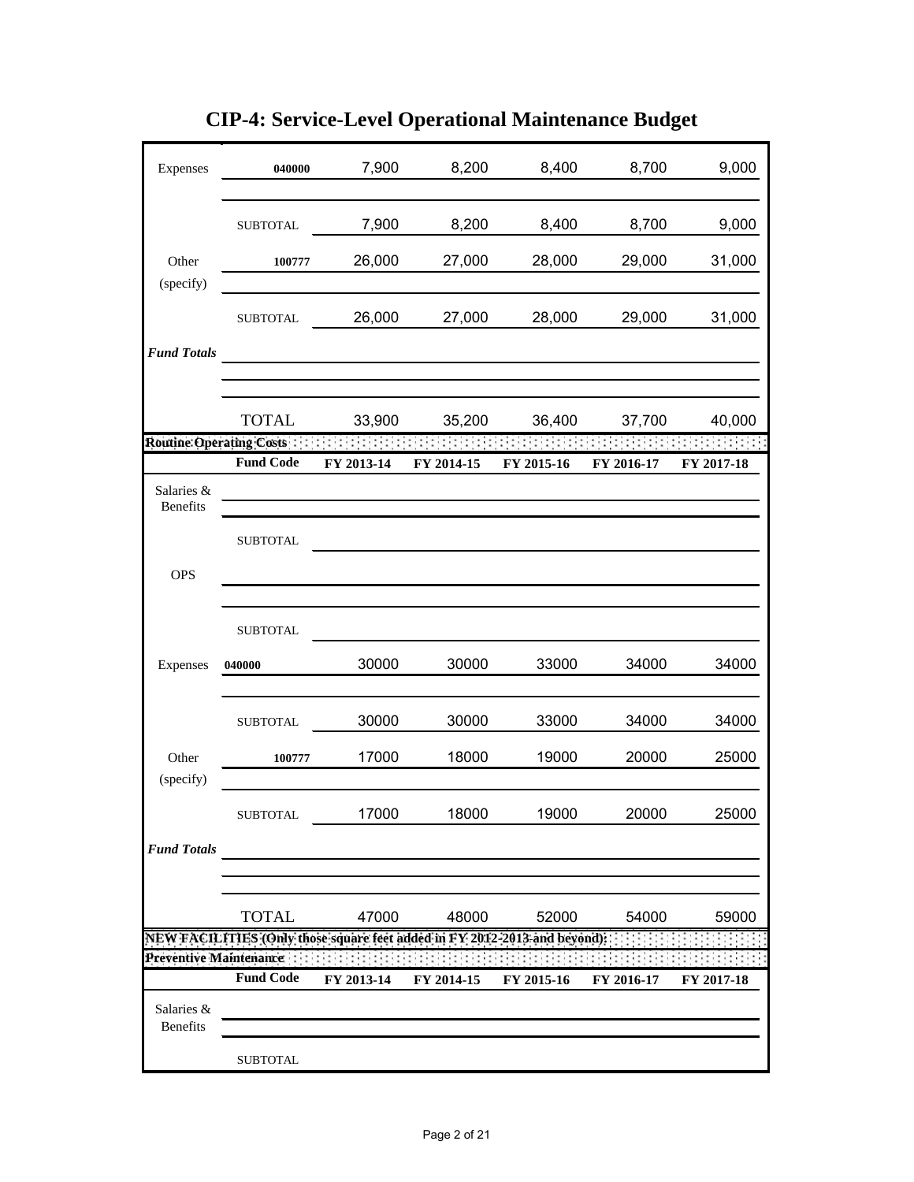# CIP-4: Service-Level Operational Maintenance Budget

| | Fund Code | FY 2013-14 | FY 2014-15 | FY 2015-16 | FY 2016-17 | FY 2017-18 |
|---|---|---|---|---|---|---|
| Expenses | 040000 | 7,900 | 8,200 | 8,400 | 8,700 | 9,000 |
| | | | | | | |
| | SUBTOTAL | 7,900 | 8,200 | 8,400 | 8,700 | 9,000 |
| Other (specify) | 100777 | 26,000 | 27,000 | 28,000 | 29,000 | 31,000 |
| | | | | | | |
| | SUBTOTAL | 26,000 | 27,000 | 28,000 | 29,000 | 31,000 |
| ***Fund Totals*** | | | | | | |
| | | | | | | |
| | | | | | | |
| | TOTAL | 33,900 | 35,200 | 36,400 | 37,700 | 40,000 |

**Routine Operating Costs**

| | Fund Code | FY 2013-14 | FY 2014-15 | FY 2015-16 | FY 2016-17 | FY 2017-18 |
|---|---|---|---|---|---|---|
| Salaries & Benefits | | | | | | |
| | | | | | | |
| | SUBTOTAL | | | | | |
| OPS | | | | | | |
| | | | | | | |
| | SUBTOTAL | | | | | |
| Expenses | 040000 | 30000 | 30000 | 33000 | 34000 | 34000 |
| | | | | | | |
| | SUBTOTAL | 30000 | 30000 | 33000 | 34000 | 34000 |
| Other (specify) | 100777 | 17000 | 18000 | 19000 | 20000 | 25000 |
| | | | | | | |
| | SUBTOTAL | 17000 | 18000 | 19000 | 20000 | 25000 |
| ***Fund Totals*** | | | | | | |
| | | | | | | |
| | | | | | | |
| | TOTAL | 47000 | 48000 | 52000 | 54000 | 59000 |

**NEW FACILITIES (Only those square feet added in FY 2012-2013 and beyond):**

**Preventive Maintenance**

| | Fund Code | FY 2013-14 | FY 2014-15 | FY 2015-16 | FY 2016-17 | FY 2017-18 |
|---|---|---|---|---|---|---|
| Salaries & Benefits | | | | | | |
| | | | | | | |
| | SUBTOTAL | | | | | |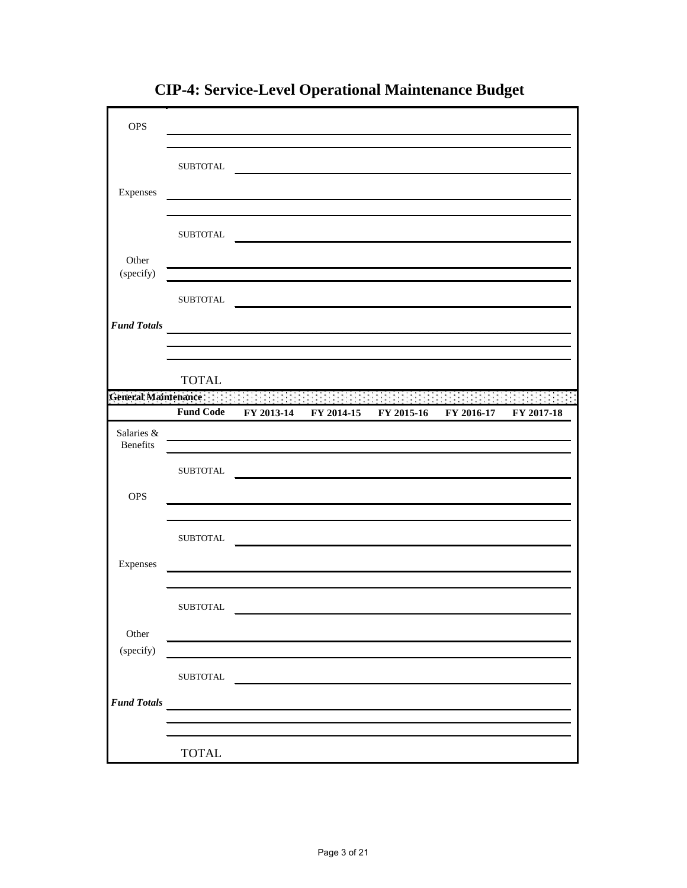# CIP-4: Service-Level Operational Maintenance Budget

| | | | | | | |
|---|---|---|---|---|---|---|
| OPS | | | | | | |
| | | | | | | |
| | SUBTOTAL | | | | | |
| Expenses | | | | | | |
| | | | | | | |
| | SUBTOTAL | | | | | |
| Other (specify) | | | | | | |
| | | | | | | |
| | SUBTOTAL | | | | | |
| ***Fund Totals*** | | | | | | |
| | | | | | | |
| | | | | | | |
| | TOTAL | | | | | |

**General Maintenance**

| | Fund Code | FY 2013-14 | FY 2014-15 | FY 2015-16 | FY 2016-17 | FY 2017-18 |
|---|---|---|---|---|---|---|
| Salaries & Benefits | | | | | | |
| | | | | | | |
| | SUBTOTAL | | | | | |
| OPS | | | | | | |
| | | | | | | |
| | SUBTOTAL | | | | | |
| Expenses | | | | | | |
| | | | | | | |
| | SUBTOTAL | | | | | |
| Other (specify) | | | | | | |
| | | | | | | |
| | SUBTOTAL | | | | | |
| ***Fund Totals*** | | | | | | |
| | | | | | | |
| | | | | | | |
| | TOTAL | | | | | |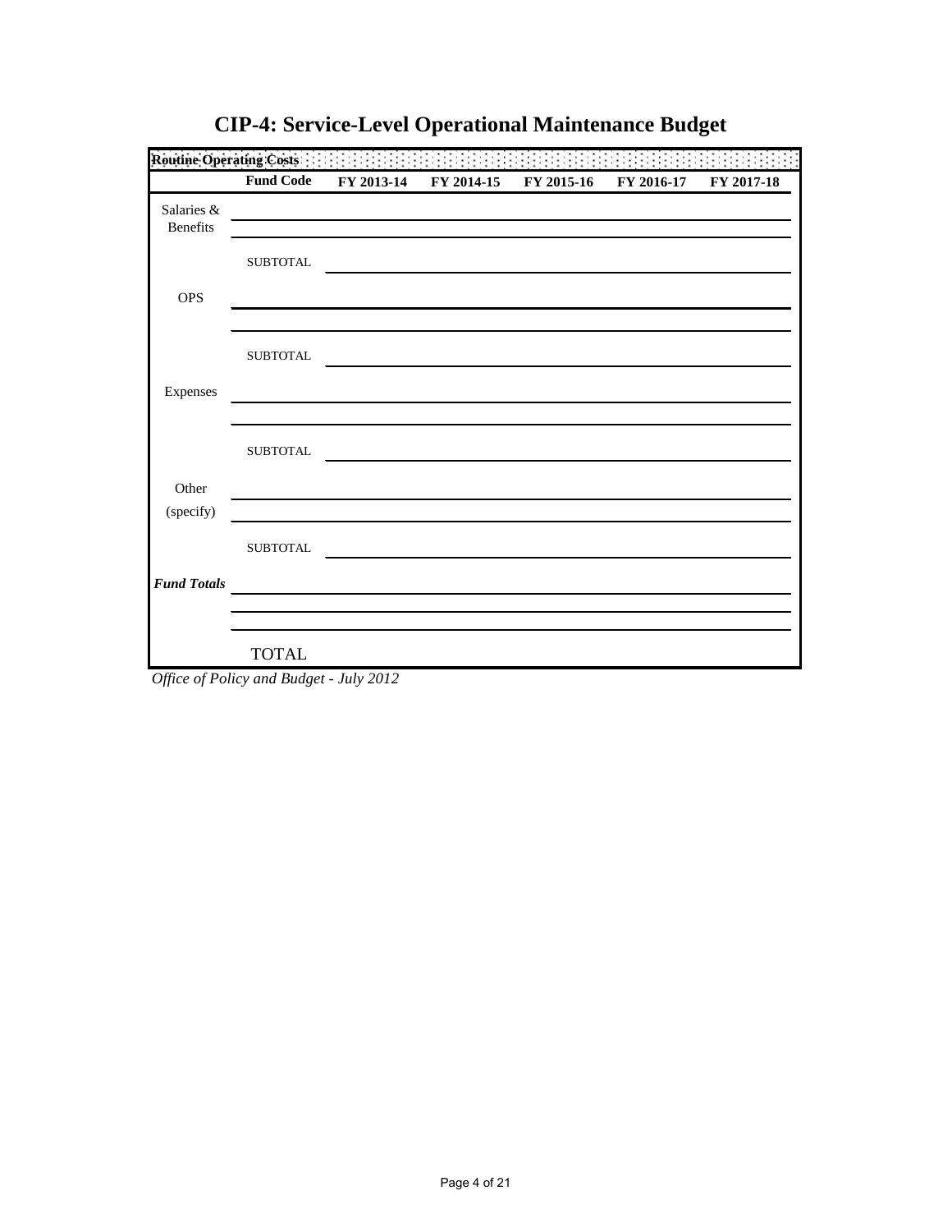# CIP-4: Service-Level Operational Maintenance Budget

| Routine Operating Costs | | | | | | |
|---|---|---|---|---|---|---|
| | **Fund Code** | **FY 2013-14** | **FY 2014-15** | **FY 2015-16** | **FY 2016-17** | **FY 2017-18** |
| Salaries & Benefits | | | | | | |
| | | | | | | |
| | SUBTOTAL | | | | | |
| OPS | | | | | | |
| | | | | | | |
| | SUBTOTAL | | | | | |
| Expenses | | | | | | |
| | | | | | | |
| | SUBTOTAL | | | | | |
| Other (specify) | | | | | | |
| | | | | | | |
| | SUBTOTAL | | | | | |
| ***Fund Totals*** | | | | | | |
| | | | | | | |
| | | | | | | |
| | TOTAL | | | | | |

*Office of Policy and Budget - July 2012*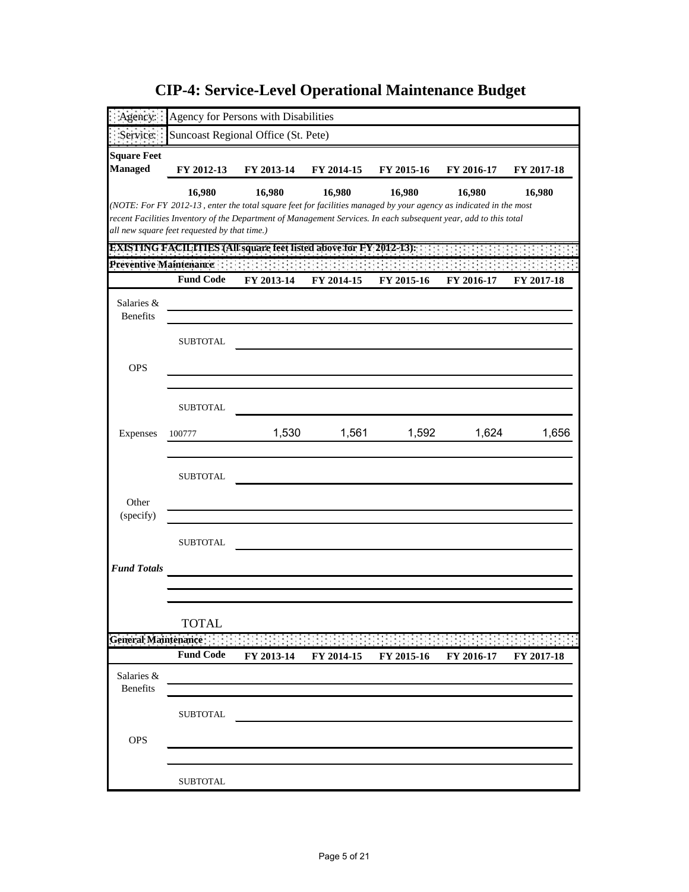# CIP-4: Service-Level Operational Maintenance Budget

| | |
|---|---|
| Agency: | Agency for Persons with Disabilities |
| Service: | Suncoast Regional Office (St. Pete) |

| Square Feet Managed | FY 2012-13 | FY 2013-14 | FY 2014-15 | FY 2015-16 | FY 2016-17 | FY 2017-18 |
|---|---|---|---|---|---|---|
| | **16,980** | **16,980** | **16,980** | **16,980** | **16,980** | **16,980** |

*(NOTE: For FY 2012-13 , enter the total square feet for facilities managed by your agency as indicated in the most recent Facilities Inventory of the Department of Management Services. In each subsequent year, add to this total all new square feet requested by that time.)*

**EXISTING FACILITIES (All square feet listed above for FY 2012-13):**

**Preventive Maintenance**

| | Fund Code | FY 2013-14 | FY 2014-15 | FY 2015-16 | FY 2016-17 | FY 2017-18 |
|---|---|---|---|---|---|---|
| Salaries & Benefits | | | | | | |
| | | | | | | |
| | SUBTOTAL | | | | | |
| OPS | | | | | | |
| | | | | | | |
| | SUBTOTAL | | | | | |
| Expenses | 100777 | 1,530 | 1,561 | 1,592 | 1,624 | 1,656 |
| | | | | | | |
| | SUBTOTAL | | | | | |
| Other (specify) | | | | | | |
| | | | | | | |
| | SUBTOTAL | | | | | |
| *Fund Totals* | | | | | | |
| | | | | | | |
| | | | | | | |
| | TOTAL | | | | | |

**General Maintenance**

| | Fund Code | FY 2013-14 | FY 2014-15 | FY 2015-16 | FY 2016-17 | FY 2017-18 |
|---|---|---|---|---|---|---|
| Salaries & Benefits | | | | | | |
| | | | | | | |
| | SUBTOTAL | | | | | |
| OPS | | | | | | |
| | | | | | | |
| | SUBTOTAL | | | | | |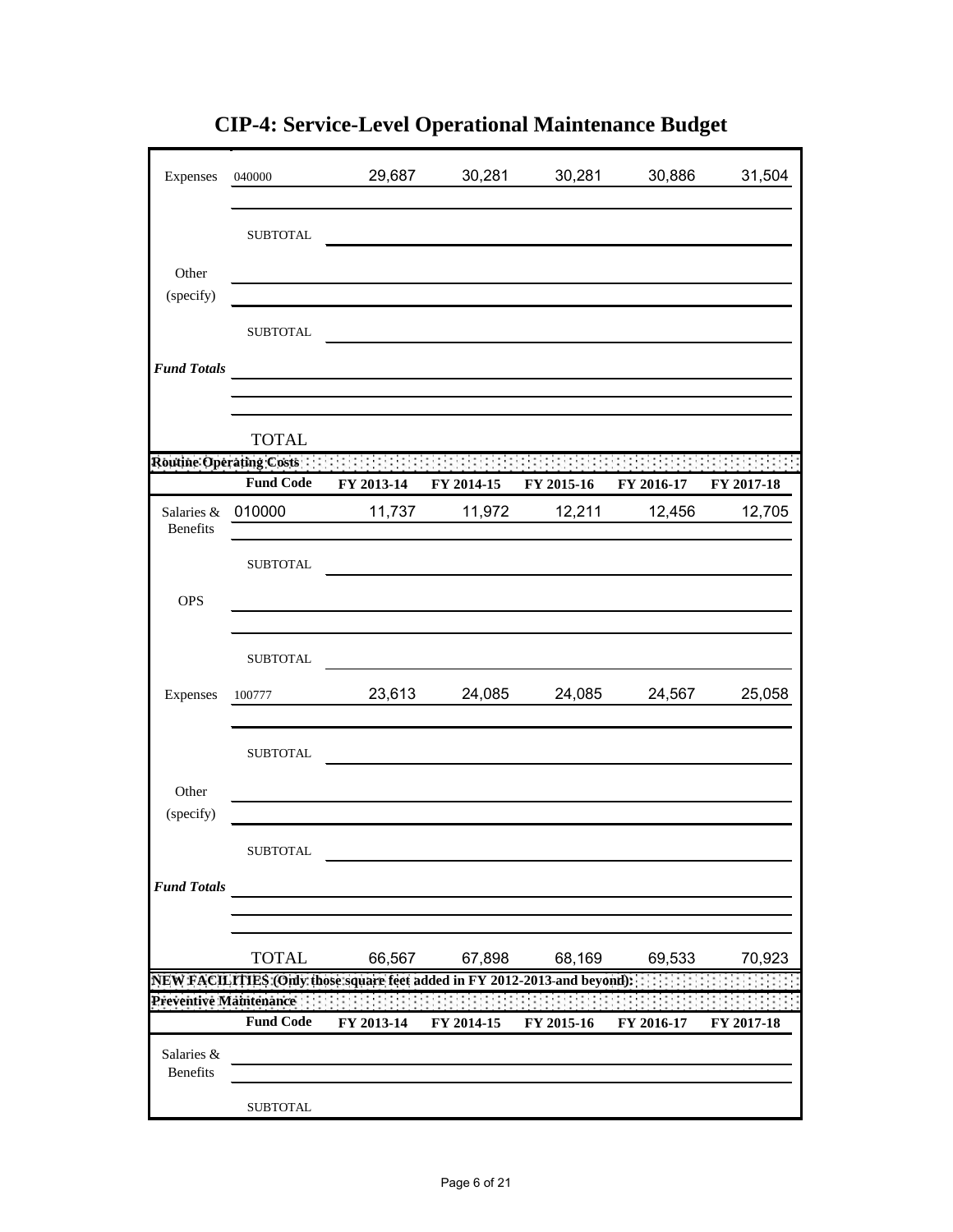# CIP-4: Service-Level Operational Maintenance Budget

| | | | | | | |
|---|---|---|---|---|---|---|
| Expenses | 040000 | 29,687 | 30,281 | 30,281 | 30,886 | 31,504 |
| | | | | | | |
| | SUBTOTAL | | | | | |
| Other (specify) | | | | | | |
| | | | | | | |
| | SUBTOTAL | | | | | |
| *Fund Totals* | | | | | | |
| | | | | | | |
| | | | | | | |
| | TOTAL | | | | | |

**Routine Operating Costs**

| | Fund Code | FY 2013-14 | FY 2014-15 | FY 2015-16 | FY 2016-17 | FY 2017-18 |
|---|---|---|---|---|---|---|
| Salaries & Benefits | 010000 | 11,737 | 11,972 | 12,211 | 12,456 | 12,705 |
| | | | | | | |
| | SUBTOTAL | | | | | |
| OPS | | | | | | |
| | | | | | | |
| | SUBTOTAL | | | | | |
| Expenses | 100777 | 23,613 | 24,085 | 24,085 | 24,567 | 25,058 |
| | | | | | | |
| | SUBTOTAL | | | | | |
| Other (specify) | | | | | | |
| | | | | | | |
| | SUBTOTAL | | | | | |
| *Fund Totals* | | | | | | |
| | | | | | | |
| | | | | | | |
| | TOTAL | 66,567 | 67,898 | 68,169 | 69,533 | 70,923 |

**NEW FACILITIES (Only those square feet added in FY 2012-2013-and beyond):**

**Preventive Maintenance**

| | Fund Code | FY 2013-14 | FY 2014-15 | FY 2015-16 | FY 2016-17 | FY 2017-18 |
|---|---|---|---|---|---|---|
| Salaries & Benefits | | | | | | |
| | | | | | | |
| | SUBTOTAL | | | | | |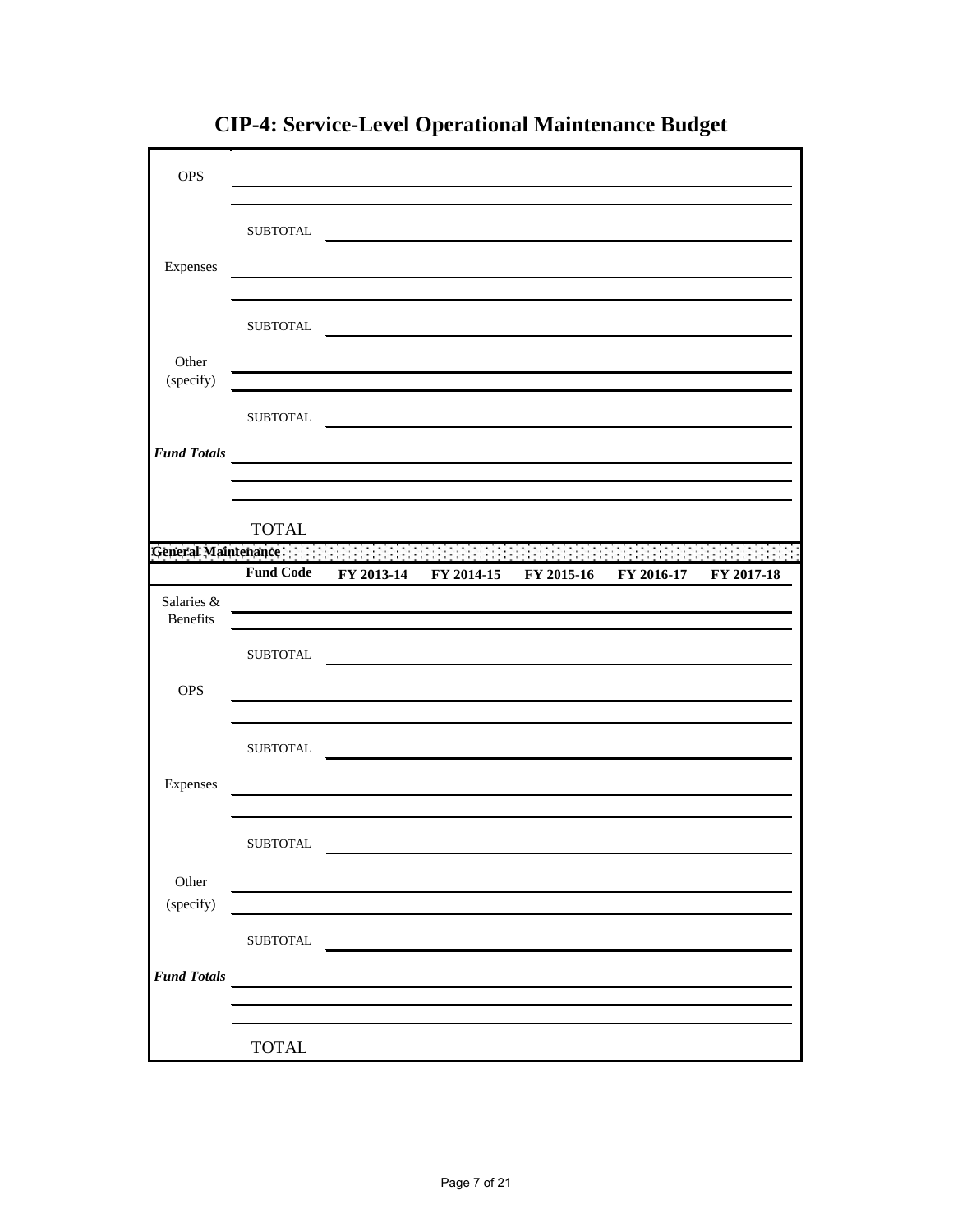# CIP-4: Service-Level Operational Maintenance Budget

| | | | | | | |
|---|---|---|---|---|---|---|
| OPS | | | | | | |
| | | | | | | |
| | SUBTOTAL | | | | | |
| Expenses | | | | | | |
| | | | | | | |
| | SUBTOTAL | | | | | |
| Other (specify) | | | | | | |
| | | | | | | |
| | SUBTOTAL | | | | | |
| ***Fund Totals*** | | | | | | |
| | | | | | | |
| | | | | | | |
| | TOTAL | | | | | |

**General Maintenance**

| | Fund Code | FY 2013-14 | FY 2014-15 | FY 2015-16 | FY 2016-17 | FY 2017-18 |
|---|---|---|---|---|---|---|
| Salaries & Benefits | | | | | | |
| | | | | | | |
| | SUBTOTAL | | | | | |
| OPS | | | | | | |
| | | | | | | |
| | SUBTOTAL | | | | | |
| Expenses | | | | | | |
| | | | | | | |
| | SUBTOTAL | | | | | |
| Other (specify) | | | | | | |
| | | | | | | |
| | SUBTOTAL | | | | | |
| ***Fund Totals*** | | | | | | |
| | | | | | | |
| | | | | | | |
| | TOTAL | | | | | |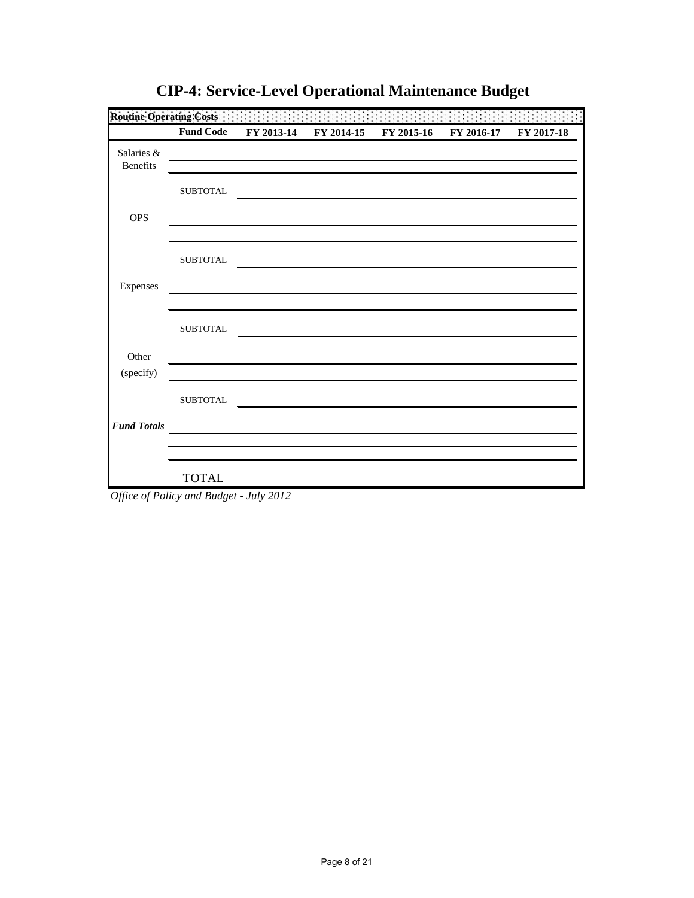# CIP-4: Service-Level Operational Maintenance Budget

| Routine Operating Costs | | | | | | |
|---|---|---|---|---|---|---|
| | **Fund Code** | **FY 2013-14** | **FY 2014-15** | **FY 2015-16** | **FY 2016-17** | **FY 2017-18** |
| Salaries & Benefits | | | | | | |
| | | | | | | |
| | SUBTOTAL | | | | | |
| OPS | | | | | | |
| | | | | | | |
| | SUBTOTAL | | | | | |
| Expenses | | | | | | |
| | | | | | | |
| | SUBTOTAL | | | | | |
| Other (specify) | | | | | | |
| | | | | | | |
| | SUBTOTAL | | | | | |
| ***Fund Totals*** | | | | | | |
| | | | | | | |
| | | | | | | |
| | TOTAL | | | | | |

*Office of Policy and Budget - July 2012*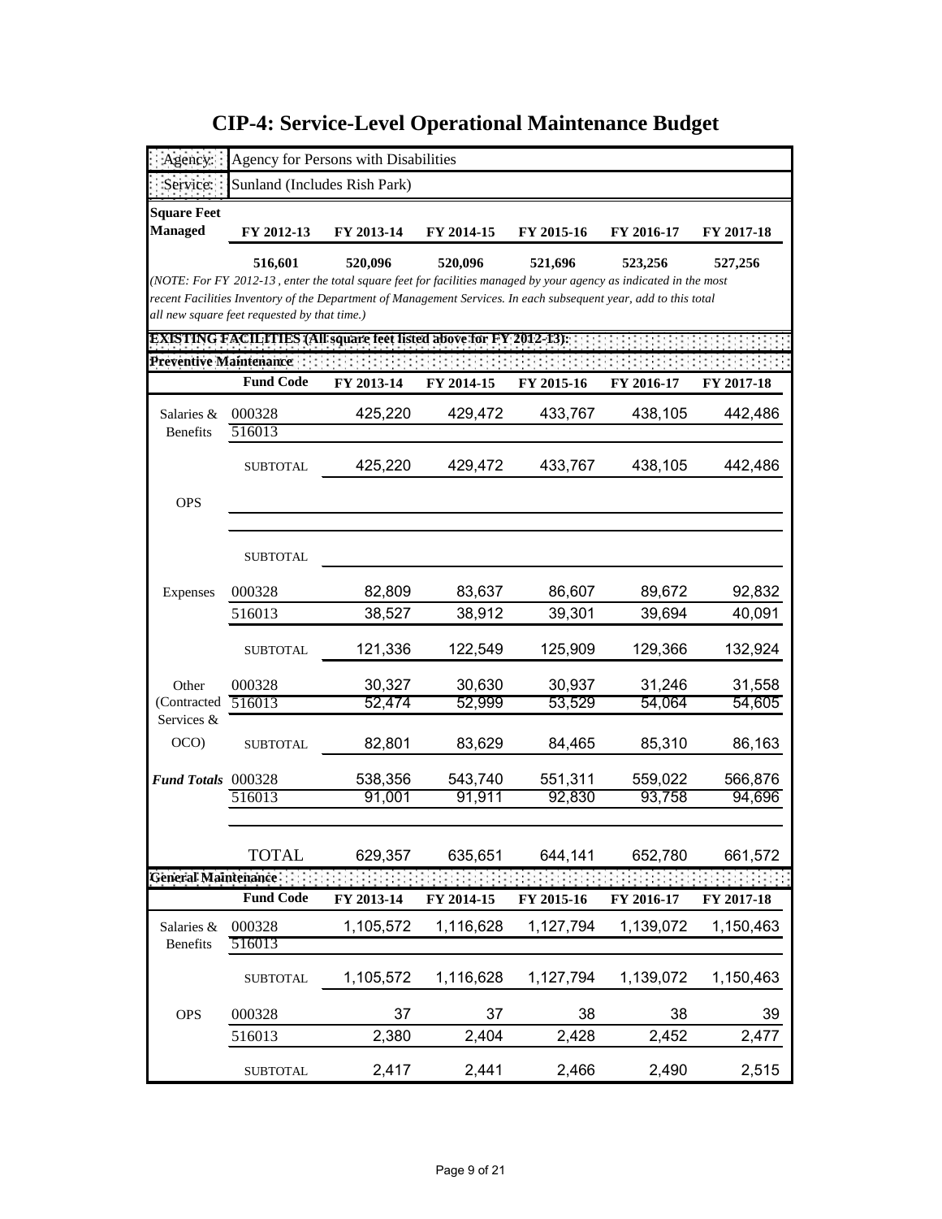# CIP-4: Service-Level Operational Maintenance Budget

| Agency: | Agency for Persons with Disabilities |
|---|---|
| Service: | Sunland (Includes Rish Park) |

| Square Feet Managed | FY 2012-13 | FY 2013-14 | FY 2014-15 | FY 2015-16 | FY 2016-17 | FY 2017-18 |
|---|---|---|---|---|---|---|
| | 516,601 | 520,096 | 520,096 | 521,696 | 523,256 | 527,256 |

*(NOTE: For FY 2012-13 , enter the total square feet for facilities managed by your agency as indicated in the most recent Facilities Inventory of the Department of Management Services. In each subsequent year, add to this total all new square feet requested by that time.)*

**EXISTING FACILITIES (All square feet listed above for FY 2012-13):**

**Preventive Maintenance**

| | Fund Code | FY 2013-14 | FY 2014-15 | FY 2015-16 | FY 2016-17 | FY 2017-18 |
|---|---|---|---|---|---|---|
| Salaries & Benefits | 000328 | 425,220 | 429,472 | 433,767 | 438,105 | 442,486 |
| | 516013 | | | | | |
| | SUBTOTAL | 425,220 | 429,472 | 433,767 | 438,105 | 442,486 |
| OPS | | | | | | |
| | | | | | | |
| | SUBTOTAL | | | | | |
| Expenses | 000328 | 82,809 | 83,637 | 86,607 | 89,672 | 92,832 |
| | 516013 | 38,527 | 38,912 | 39,301 | 39,694 | 40,091 |
| | SUBTOTAL | 121,336 | 122,549 | 125,909 | 129,366 | 132,924 |
| Other (Contracted Services & OCO) | 000328 | 30,327 | 30,630 | 30,937 | 31,246 | 31,558 |
| | 516013 | 52,474 | 52,999 | 53,529 | 54,064 | 54,605 |
| | SUBTOTAL | 82,801 | 83,629 | 84,465 | 85,310 | 86,163 |
| ***Fund Totals*** | 000328 | 538,356 | 543,740 | 551,311 | 559,022 | 566,876 |
| | 516013 | 91,001 | 91,911 | 92,830 | 93,758 | 94,696 |
| | | | | | | |
| | TOTAL | 629,357 | 635,651 | 644,141 | 652,780 | 661,572 |

**General Maintenance**

| | Fund Code | FY 2013-14 | FY 2014-15 | FY 2015-16 | FY 2016-17 | FY 2017-18 |
|---|---|---|---|---|---|---|
| Salaries & Benefits | 000328 | 1,105,572 | 1,116,628 | 1,127,794 | 1,139,072 | 1,150,463 |
| | 516013 | | | | | |
| | SUBTOTAL | 1,105,572 | 1,116,628 | 1,127,794 | 1,139,072 | 1,150,463 |
| OPS | 000328 | 37 | 37 | 38 | 38 | 39 |
| | 516013 | 2,380 | 2,404 | 2,428 | 2,452 | 2,477 |
| | SUBTOTAL | 2,417 | 2,441 | 2,466 | 2,490 | 2,515 |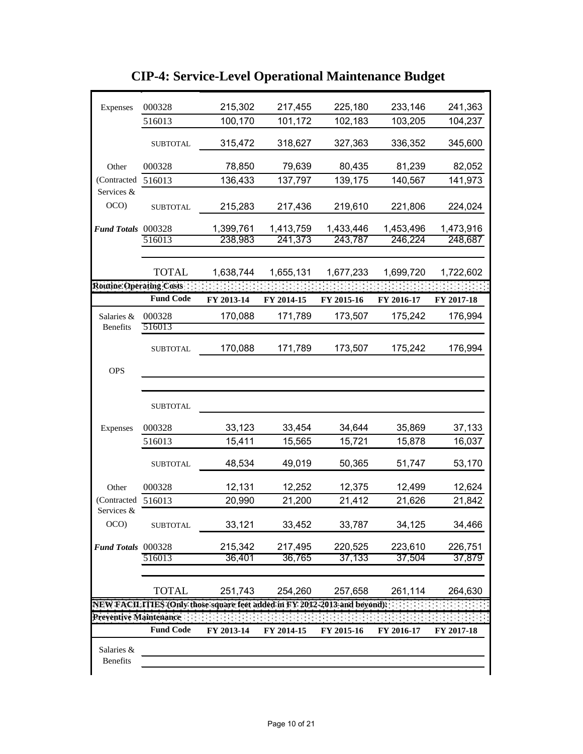# CIP-4: Service-Level Operational Maintenance Budget

| | | | | | | |
|---|---|---|---|---|---|---|
| Expenses | 000328 | 215,302 | 217,455 | 225,180 | 233,146 | 241,363 |
| | 516013 | 100,170 | 101,172 | 102,183 | 103,205 | 104,237 |
| | SUBTOTAL | 315,472 | 318,627 | 327,363 | 336,352 | 345,600 |
| Other (Contracted Services & OCO) | 000328 | 78,850 | 79,639 | 80,435 | 81,239 | 82,052 |
| | 516013 | 136,433 | 137,797 | 139,175 | 140,567 | 141,973 |
| | SUBTOTAL | 215,283 | 217,436 | 219,610 | 221,806 | 224,024 |
| ***Fund Totals*** | 000328 | 1,399,761 | 1,413,759 | 1,433,446 | 1,453,496 | 1,473,916 |
| | 516013 | 238,983 | 241,373 | 243,787 | 246,224 | 248,687 |
| | TOTAL | 1,638,744 | 1,655,131 | 1,677,233 | 1,699,720 | 1,722,602 |

**Routine Operating Costs**

| | **Fund Code** | **FY 2013-14** | **FY 2014-15** | **FY 2015-16** | **FY 2016-17** | **FY 2017-18** |
|---|---|---|---|---|---|---|
| Salaries & Benefits | 000328 | 170,088 | 171,789 | 173,507 | 175,242 | 176,994 |
| | 516013 | | | | | |
| | SUBTOTAL | 170,088 | 171,789 | 173,507 | 175,242 | 176,994 |
| OPS | | | | | | |
| | | | | | | |
| | SUBTOTAL | | | | | |
| Expenses | 000328 | 33,123 | 33,454 | 34,644 | 35,869 | 37,133 |
| | 516013 | 15,411 | 15,565 | 15,721 | 15,878 | 16,037 |
| | SUBTOTAL | 48,534 | 49,019 | 50,365 | 51,747 | 53,170 |
| Other (Contracted Services & OCO) | 000328 | 12,131 | 12,252 | 12,375 | 12,499 | 12,624 |
| | 516013 | 20,990 | 21,200 | 21,412 | 21,626 | 21,842 |
| | SUBTOTAL | 33,121 | 33,452 | 33,787 | 34,125 | 34,466 |
| ***Fund Totals*** | 000328 | 215,342 | 217,495 | 220,525 | 223,610 | 226,751 |
| | 516013 | 36,401 | 36,765 | 37,133 | 37,504 | 37,879 |
| | TOTAL | 251,743 | 254,260 | 257,658 | 261,114 | 264,630 |

**NEW FACILITIES (Only those square feet added in FY 2012-2013 and beyond):**

**Preventive Maintenance**

| | **Fund Code** | **FY 2013-14** | **FY 2014-15** | **FY 2015-16** | **FY 2016-17** | **FY 2017-18** |
|---|---|---|---|---|---|---|
| Salaries & Benefits | | | | | | |
| | | | | | | |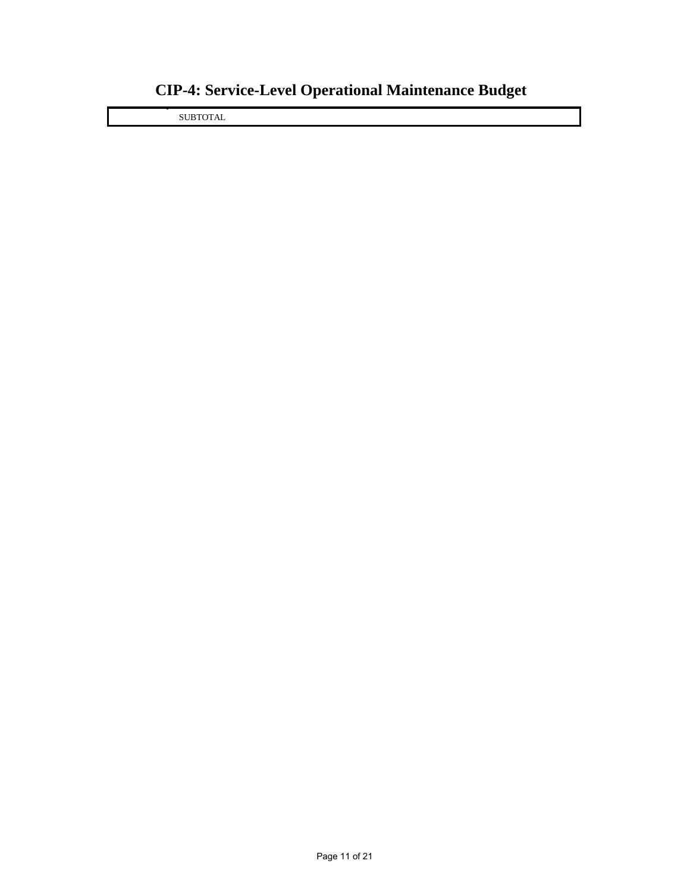# CIP-4: Service-Level Operational Maintenance Budget

| | SUBTOTAL | |
|---|---|---|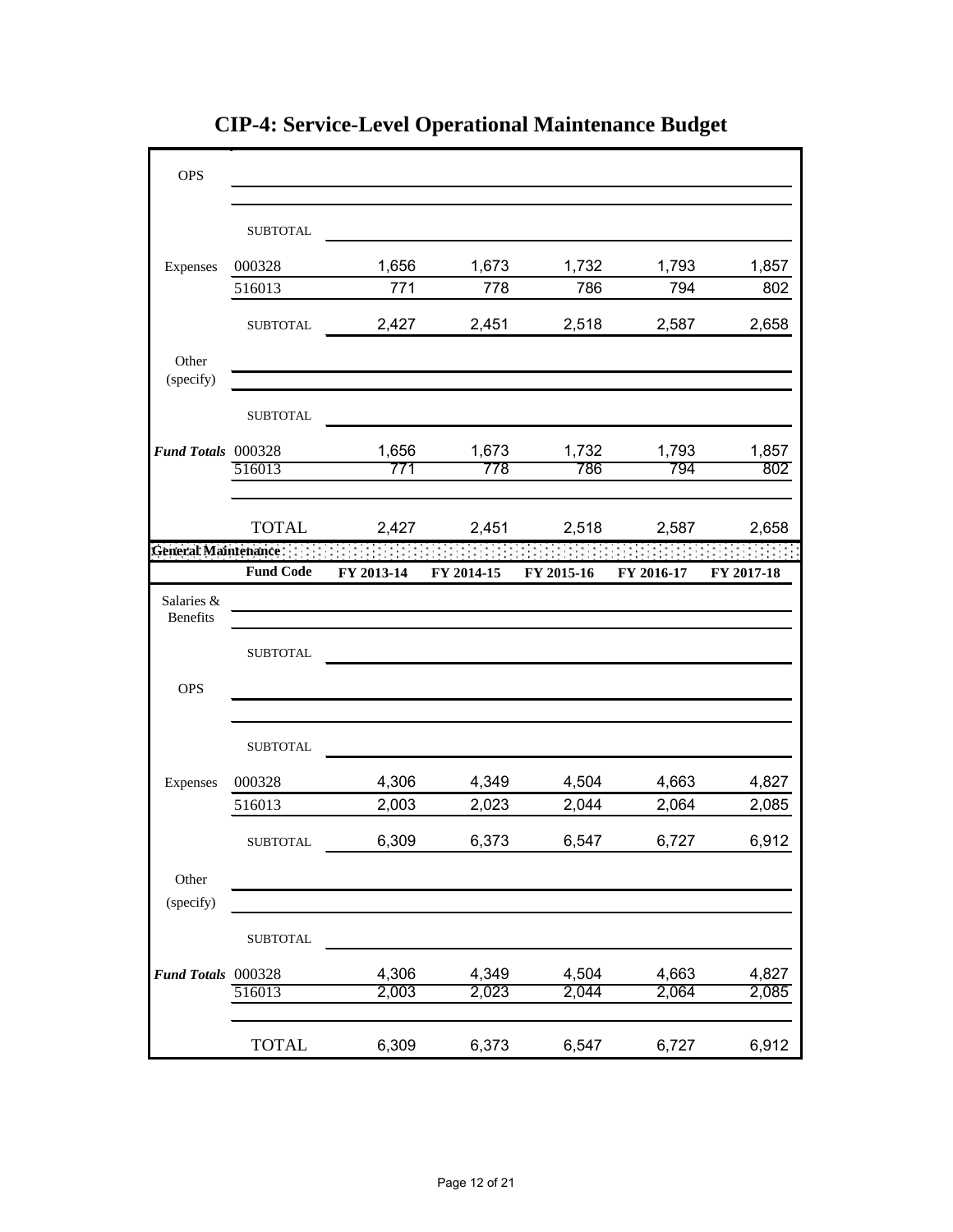# CIP-4: Service-Level Operational Maintenance Budget

| | | | | | | |
|---|---|---|---|---|---|---|
| OPS | | | | | | |
| | | | | | | |
| | SUBTOTAL | | | | | |
| Expenses | 000328 | 1,656 | 1,673 | 1,732 | 1,793 | 1,857 |
| | 516013 | 771 | 778 | 786 | 794 | 802 |
| | SUBTOTAL | 2,427 | 2,451 | 2,518 | 2,587 | 2,658 |
| Other (specify) | | | | | | |
| | | | | | | |
| | SUBTOTAL | | | | | |
| ***Fund Totals*** | 000328 | 1,656 | 1,673 | 1,732 | 1,793 | 1,857 |
| | 516013 | 771 | 778 | 786 | 794 | 802 |
| | | | | | | |
| | TOTAL | 2,427 | 2,451 | 2,518 | 2,587 | 2,658 |

| **General Maintenance** | | | | | | |
|---|---|---|---|---|---|---|
| | **Fund Code** | **FY 2013-14** | **FY 2014-15** | **FY 2015-16** | **FY 2016-17** | **FY 2017-18** |
| Salaries & Benefits | | | | | | |
| | | | | | | |
| | SUBTOTAL | | | | | |
| OPS | | | | | | |
| | | | | | | |
| | SUBTOTAL | | | | | |
| Expenses | 000328 | 4,306 | 4,349 | 4,504 | 4,663 | 4,827 |
| | 516013 | 2,003 | 2,023 | 2,044 | 2,064 | 2,085 |
| | SUBTOTAL | 6,309 | 6,373 | 6,547 | 6,727 | 6,912 |
| Other (specify) | | | | | | |
| | | | | | | |
| | SUBTOTAL | | | | | |
| ***Fund Totals*** | 000328 | 4,306 | 4,349 | 4,504 | 4,663 | 4,827 |
| | 516013 | 2,003 | 2,023 | 2,044 | 2,064 | 2,085 |
| | | | | | | |
| | TOTAL | 6,309 | 6,373 | 6,547 | 6,727 | 6,912 |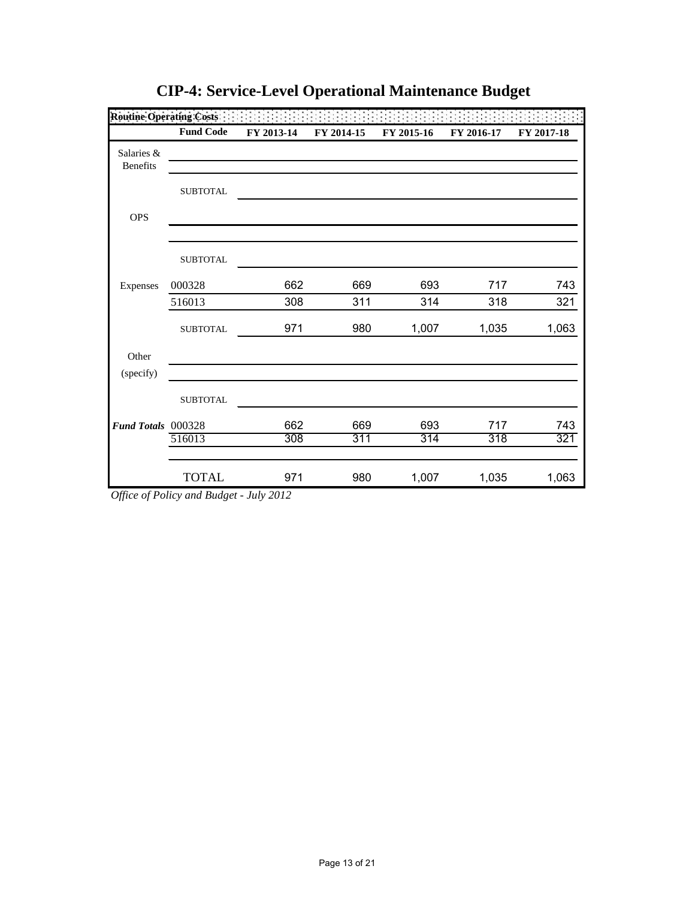# CIP-4: Service-Level Operational Maintenance Budget

| Routine Operating Costs | | | | | | |
|---|---|---|---|---|---|---|
| | **Fund Code** | **FY 2013-14** | **FY 2014-15** | **FY 2015-16** | **FY 2016-17** | **FY 2017-18** |
| Salaries & Benefits | | | | | | |
| | | | | | | |
| | SUBTOTAL | | | | | |
| OPS | | | | | | |
| | | | | | | |
| | SUBTOTAL | | | | | |
| Expenses | 000328 | 662 | 669 | 693 | 717 | 743 |
| | 516013 | 308 | 311 | 314 | 318 | 321 |
| | SUBTOTAL | 971 | 980 | 1,007 | 1,035 | 1,063 |
| Other (specify) | | | | | | |
| | | | | | | |
| | SUBTOTAL | | | | | |
| ***Fund Totals*** | 000328 | 662 | 669 | 693 | 717 | 743 |
| | 516013 | 308 | 311 | 314 | 318 | 321 |
| | | | | | | |
| | TOTAL | 971 | 980 | 1,007 | 1,035 | 1,063 |

*Office of Policy and Budget - July 2012*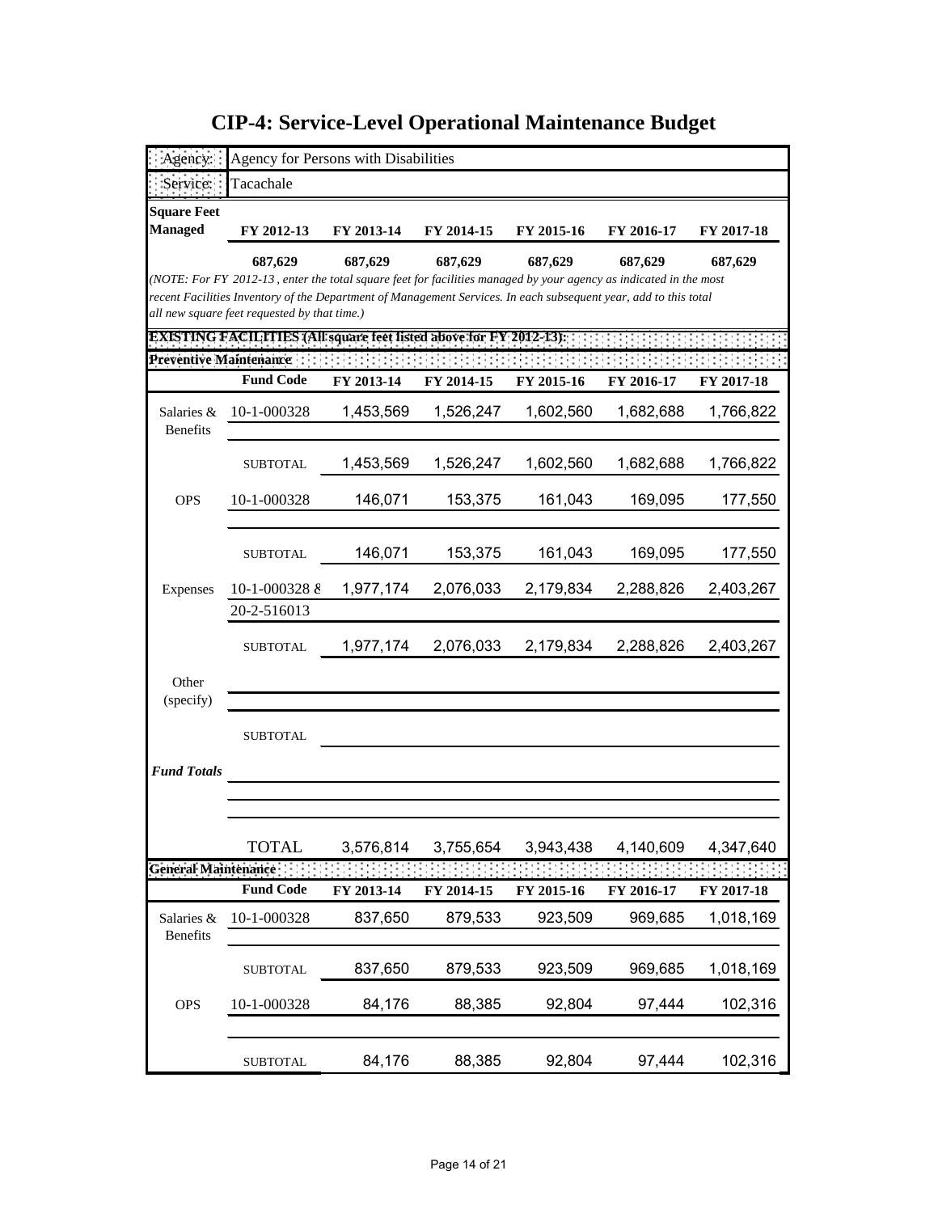# CIP-4: Service-Level Operational Maintenance Budget

| Agency: | Agency for Persons with Disabilities |
|---|---|
| Service: | Tacachale |

| Square Feet Managed | FY 2012-13 | FY 2013-14 | FY 2014-15 | FY 2015-16 | FY 2016-17 | FY 2017-18 |
|---|---|---|---|---|---|---|
| | 687,629 | 687,629 | 687,629 | 687,629 | 687,629 | 687,629 |

*(NOTE: For FY 2012-13 , enter the total square feet for facilities managed by your agency as indicated in the most recent Facilities Inventory of the Department of Management Services. In each subsequent year, add to this total all new square feet requested by that time.)*

**EXISTING FACILITIES (All square feet listed above for FY 2012-13):**

**Preventive Maintenance**

| | Fund Code | FY 2013-14 | FY 2014-15 | FY 2015-16 | FY 2016-17 | FY 2017-18 |
|---|---|---|---|---|---|---|
| Salaries & Benefits | 10-1-000328 | 1,453,569 | 1,526,247 | 1,602,560 | 1,682,688 | 1,766,822 |
| | SUBTOTAL | 1,453,569 | 1,526,247 | 1,602,560 | 1,682,688 | 1,766,822 |
| OPS | 10-1-000328 | 146,071 | 153,375 | 161,043 | 169,095 | 177,550 |
| | SUBTOTAL | 146,071 | 153,375 | 161,043 | 169,095 | 177,550 |
| Expenses | 10-1-000328 8 | 1,977,174 | 2,076,033 | 2,179,834 | 2,288,826 | 2,403,267 |
| | 20-2-516013 | | | | | |
| | SUBTOTAL | 1,977,174 | 2,076,033 | 2,179,834 | 2,288,826 | 2,403,267 |
| Other (specify) | | | | | | |
| | SUBTOTAL | | | | | |
| *Fund Totals* | | | | | | |
| | TOTAL | 3,576,814 | 3,755,654 | 3,943,438 | 4,140,609 | 4,347,640 |

**General Maintenance**

| | Fund Code | FY 2013-14 | FY 2014-15 | FY 2015-16 | FY 2016-17 | FY 2017-18 |
|---|---|---|---|---|---|---|
| Salaries & Benefits | 10-1-000328 | 837,650 | 879,533 | 923,509 | 969,685 | 1,018,169 |
| | SUBTOTAL | 837,650 | 879,533 | 923,509 | 969,685 | 1,018,169 |
| OPS | 10-1-000328 | 84,176 | 88,385 | 92,804 | 97,444 | 102,316 |
| | SUBTOTAL | 84,176 | 88,385 | 92,804 | 97,444 | 102,316 |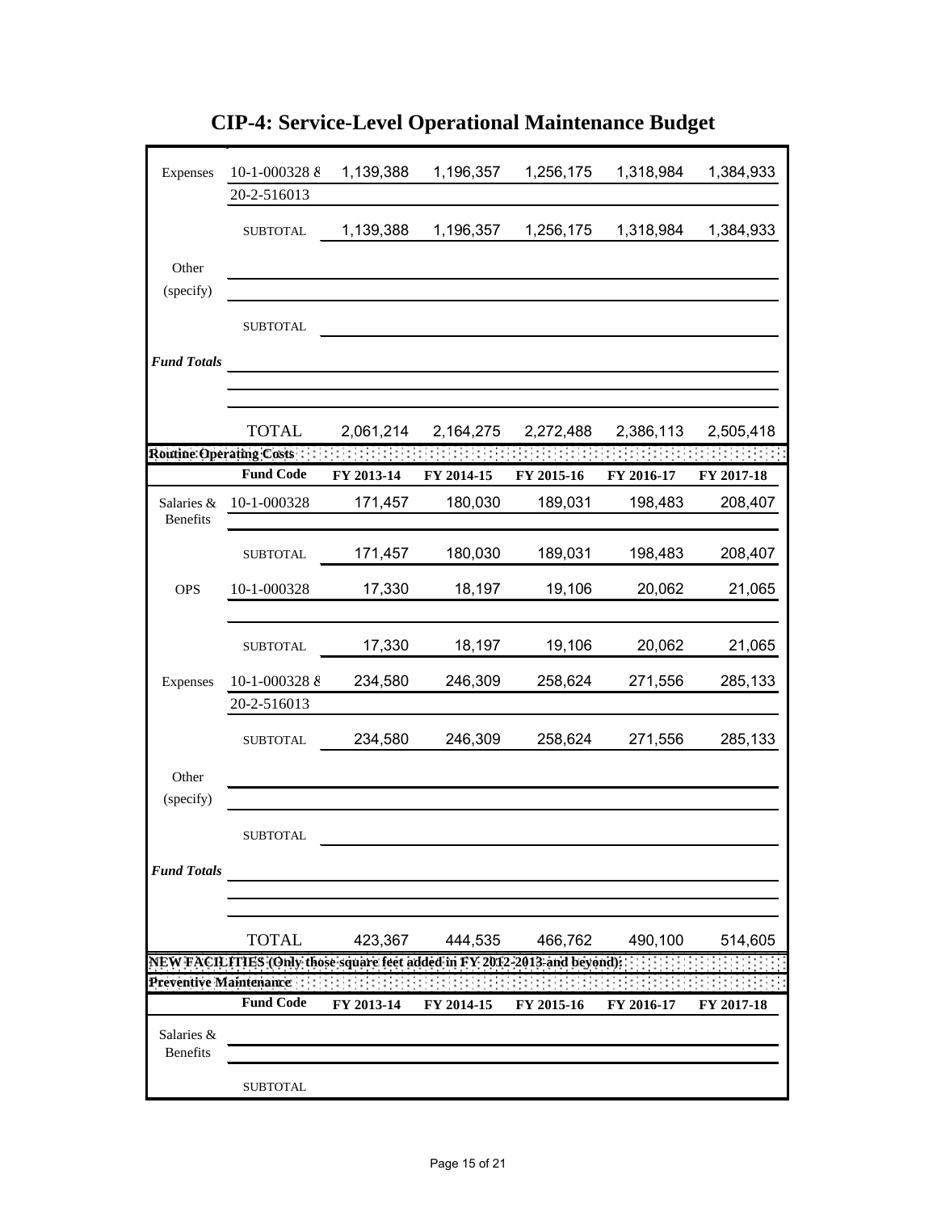# CIP-4: Service-Level Operational Maintenance Budget

| | | | | | | |
|---|---|---|---|---|---|---|
| Expenses | 10-1-000328 8 | 1,139,388 | 1,196,357 | 1,256,175 | 1,318,984 | 1,384,933 |
| | 20-2-516013 | | | | | |
| | SUBTOTAL | 1,139,388 | 1,196,357 | 1,256,175 | 1,318,984 | 1,384,933 |
| Other | | | | | | |
| (specify) | | | | | | |
| | SUBTOTAL | | | | | |
| *Fund Totals* | | | | | | |
| | | | | | | |
| | | | | | | |
| | TOTAL | 2,061,214 | 2,164,275 | 2,272,488 | 2,386,113 | 2,505,418 |
| **Routine Operating Costs** | | | | | | |
| | **Fund Code** | **FY 2013-14** | **FY 2014-15** | **FY 2015-16** | **FY 2016-17** | **FY 2017-18** |
| Salaries & Benefits | 10-1-000328 | 171,457 | 180,030 | 189,031 | 198,483 | 208,407 |
| | SUBTOTAL | 171,457 | 180,030 | 189,031 | 198,483 | 208,407 |
| OPS | 10-1-000328 | 17,330 | 18,197 | 19,106 | 20,062 | 21,065 |
| | | | | | | |
| | SUBTOTAL | 17,330 | 18,197 | 19,106 | 20,062 | 21,065 |
| Expenses | 10-1-000328 8 | 234,580 | 246,309 | 258,624 | 271,556 | 285,133 |
| | 20-2-516013 | | | | | |
| | SUBTOTAL | 234,580 | 246,309 | 258,624 | 271,556 | 285,133 |
| Other | | | | | | |
| (specify) | | | | | | |
| | SUBTOTAL | | | | | |
| *Fund Totals* | | | | | | |
| | | | | | | |
| | | | | | | |
| | TOTAL | 423,367 | 444,535 | 466,762 | 490,100 | 514,605 |
| **NEW FACILITIES (Only those square feet added in FY 2012-2013 and beyond):** | | | | | | |
| **Preventive Maintenance** | | | | | | |
| | **Fund Code** | **FY 2013-14** | **FY 2014-15** | **FY 2015-16** | **FY 2016-17** | **FY 2017-18** |
| Salaries & Benefits | | | | | | |
| | | | | | | |
| | SUBTOTAL | | | | | |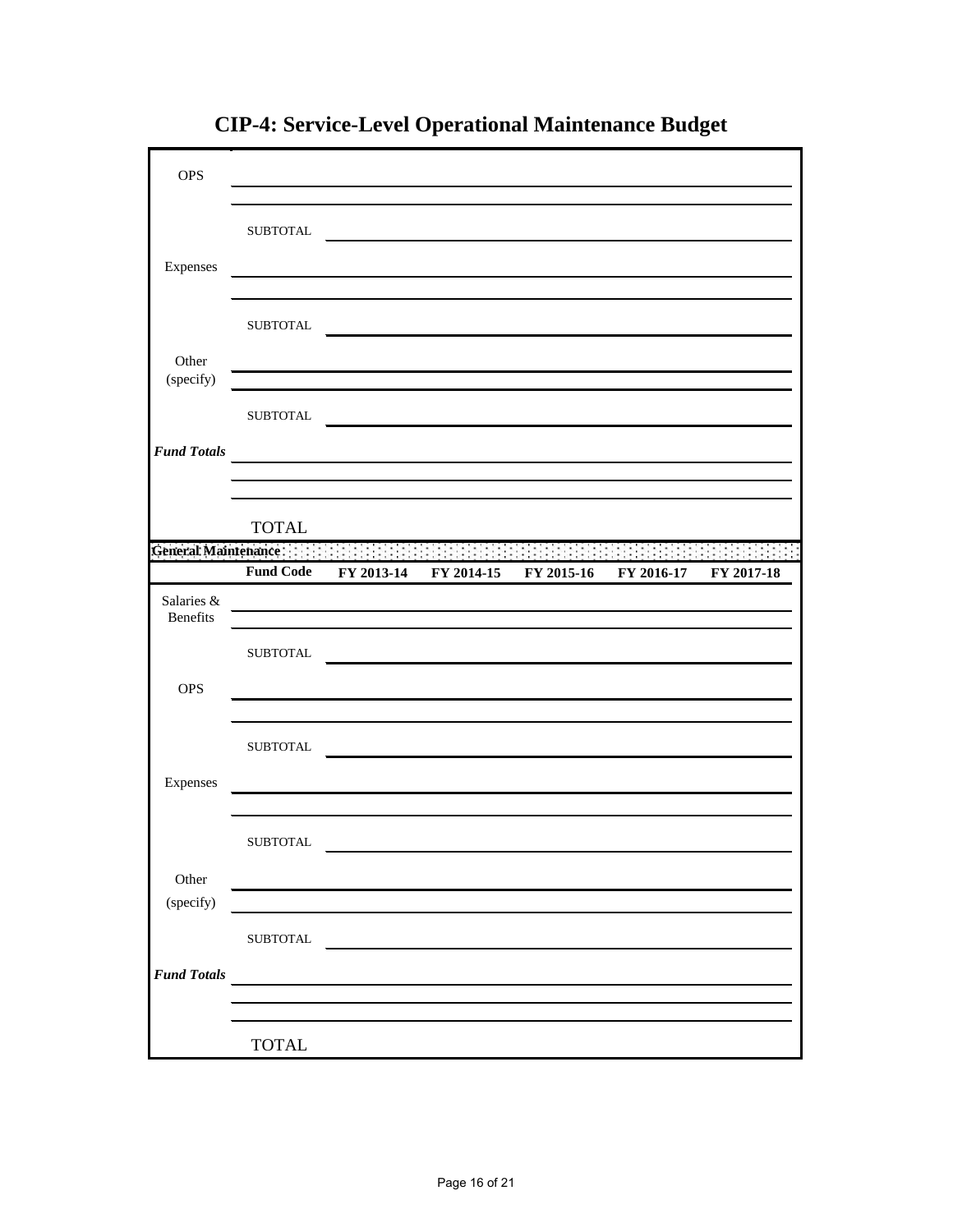# CIP-4: Service-Level Operational Maintenance Budget

| | | | | | | |
|---|---|---|---|---|---|---|
| OPS | | | | | | |
| | | | | | | |
| | SUBTOTAL | | | | | |
| Expenses | | | | | | |
| | | | | | | |
| | SUBTOTAL | | | | | |
| Other (specify) | | | | | | |
| | | | | | | |
| | SUBTOTAL | | | | | |
| ***Fund Totals*** | | | | | | |
| | | | | | | |
| | | | | | | |
| | TOTAL | | | | | |

| **General Maintenance** | | | | | | |
|---|---|---|---|---|---|---|
| | **Fund Code** | **FY 2013-14** | **FY 2014-15** | **FY 2015-16** | **FY 2016-17** | **FY 2017-18** |
| Salaries & Benefits | | | | | | |
| | | | | | | |
| | SUBTOTAL | | | | | |
| OPS | | | | | | |
| | | | | | | |
| | SUBTOTAL | | | | | |
| Expenses | | | | | | |
| | | | | | | |
| | SUBTOTAL | | | | | |
| Other (specify) | | | | | | |
| | | | | | | |
| | SUBTOTAL | | | | | |
| ***Fund Totals*** | | | | | | |
| | | | | | | |
| | | | | | | |
| | TOTAL | | | | | |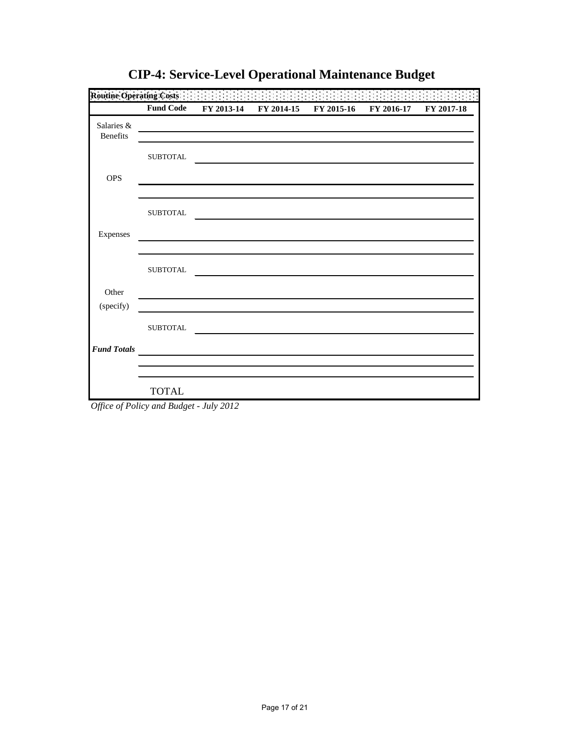# CIP-4: Service-Level Operational Maintenance Budget

| Routine Operating Costs | | | | | | |
|---|---|---|---|---|---|---|
| | **Fund Code** | **FY 2013-14** | **FY 2014-15** | **FY 2015-16** | **FY 2016-17** | **FY 2017-18** |
| Salaries & Benefits | | | | | | |
| | | | | | | |
| | SUBTOTAL | | | | | |
| OPS | | | | | | |
| | | | | | | |
| | SUBTOTAL | | | | | |
| Expenses | | | | | | |
| | | | | | | |
| | SUBTOTAL | | | | | |
| Other (specify) | | | | | | |
| | | | | | | |
| | SUBTOTAL | | | | | |
| ***Fund Totals*** | | | | | | |
| | | | | | | |
| | | | | | | |
| | TOTAL | | | | | |

*Office of Policy and Budget - July 2012*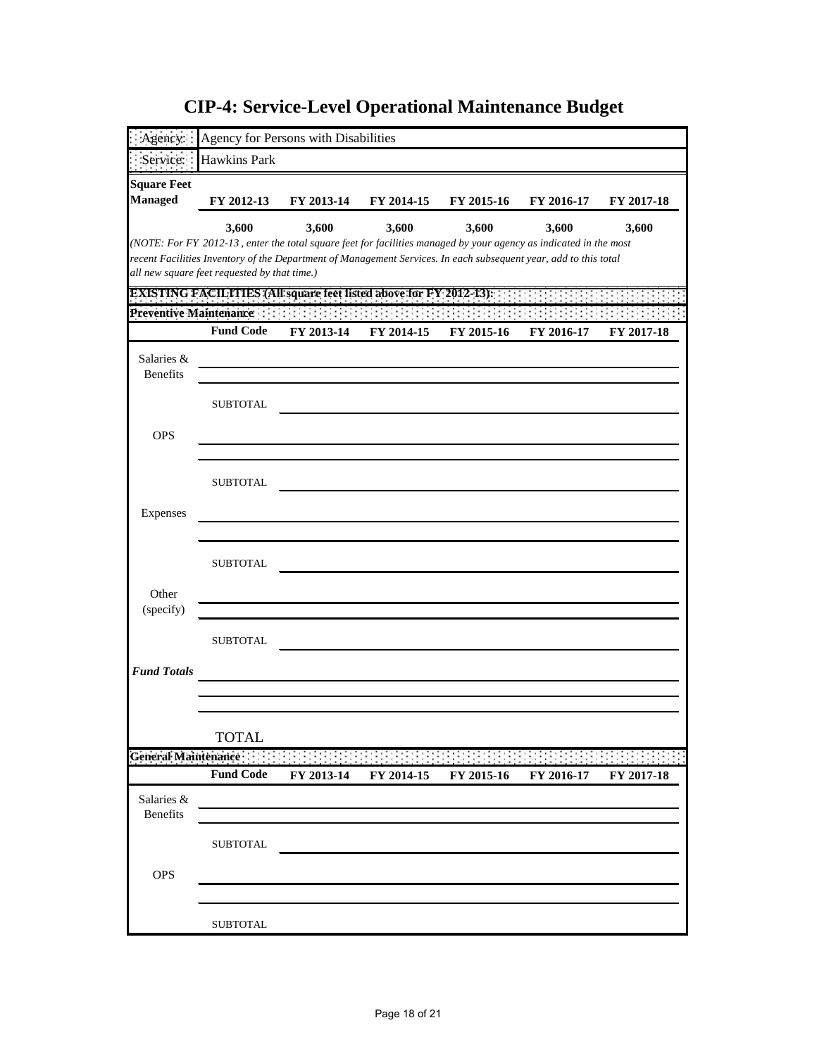# CIP-4: Service-Level Operational Maintenance Budget

| Agency: | Agency for Persons with Disabilities |
|---|---|
| Service: | Hawkins Park |

| Square Feet Managed | FY 2012-13 | FY 2013-14 | FY 2014-15 | FY 2015-16 | FY 2016-17 | FY 2017-18 |
|---|---|---|---|---|---|---|
| | **3,600** | **3,600** | **3,600** | **3,600** | **3,600** | **3,600** |

*(NOTE: For FY 2012-13 , enter the total square feet for facilities managed by your agency as indicated in the most recent Facilities Inventory of the Department of Management Services. In each subsequent year, add to this total all new square feet requested by that time.)*

**EXISTING FACILITIES (All square feet listed above for FY 2012-13):**

**Preventive Maintenance**

| | Fund Code | FY 2013-14 | FY 2014-15 | FY 2015-16 | FY 2016-17 | FY 2017-18 |
|---|---|---|---|---|---|---|
| Salaries & Benefits | | | | | | |
| | | | | | | |
| | SUBTOTAL | | | | | |
| OPS | | | | | | |
| | | | | | | |
| | SUBTOTAL | | | | | |
| Expenses | | | | | | |
| | | | | | | |
| | SUBTOTAL | | | | | |
| Other (specify) | | | | | | |
| | | | | | | |
| | SUBTOTAL | | | | | |
| *Fund Totals* | | | | | | |
| | | | | | | |
| | | | | | | |
| | TOTAL | | | | | |

**General Maintenance**

| | Fund Code | FY 2013-14 | FY 2014-15 | FY 2015-16 | FY 2016-17 | FY 2017-18 |
|---|---|---|---|---|---|---|
| Salaries & Benefits | | | | | | |
| | | | | | | |
| | SUBTOTAL | | | | | |
| OPS | | | | | | |
| | | | | | | |
| | SUBTOTAL | | | | | |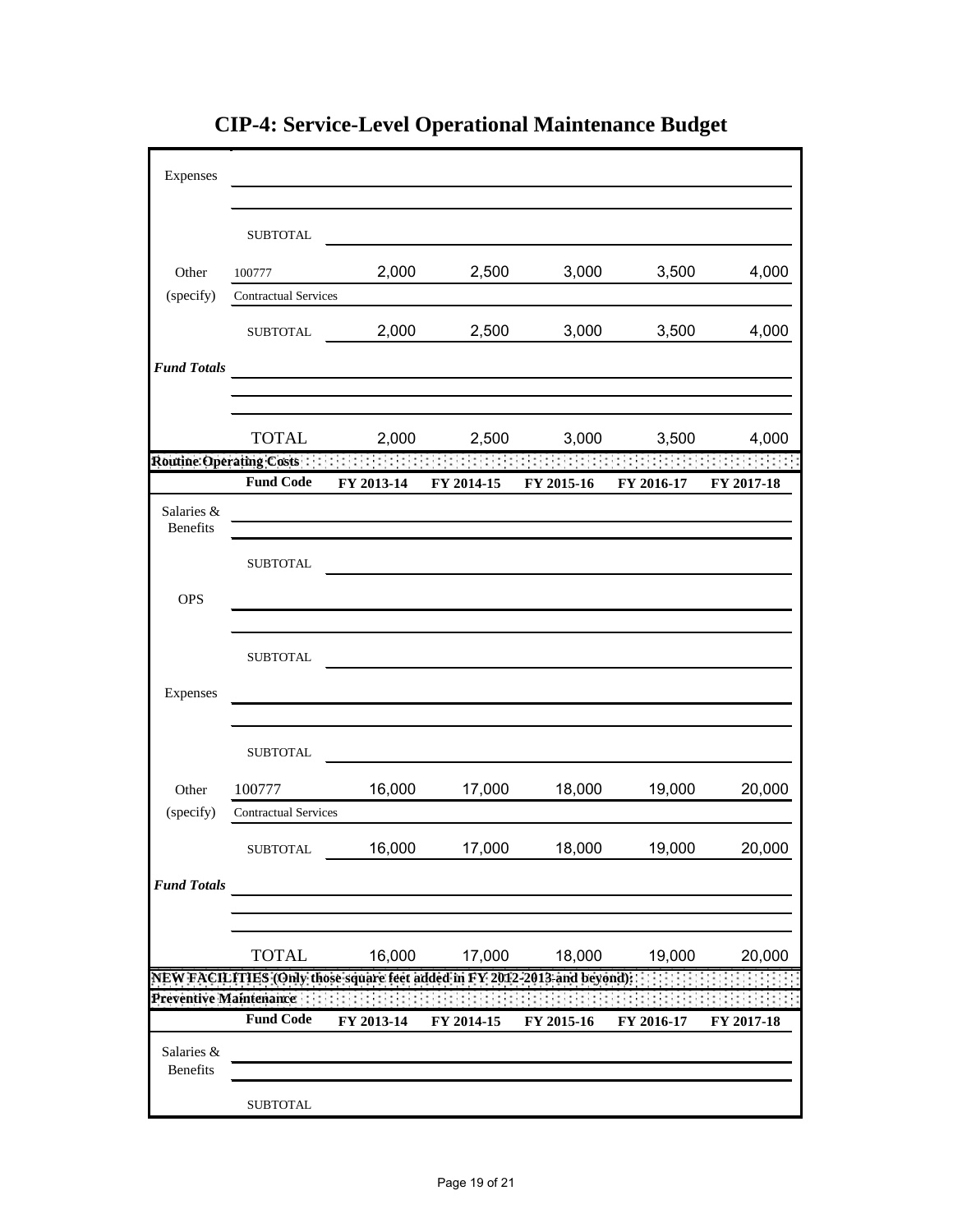# CIP-4: Service-Level Operational Maintenance Budget

| | | | | | | |
|---|---|---|---|---|---|---|
| Expenses | | | | | | |
| | | | | | | |
| | SUBTOTAL | | | | | |
| Other | 100777 | 2,000 | 2,500 | 3,000 | 3,500 | 4,000 |
| (specify) | Contractual Services | | | | | |
| | SUBTOTAL | 2,000 | 2,500 | 3,000 | 3,500 | 4,000 |
| ***Fund Totals*** | | | | | | |
| | | | | | | |
| | | | | | | |
| | TOTAL | 2,000 | 2,500 | 3,000 | 3,500 | 4,000 |
| **Routine Operating Costs** | | | | | | |
| | **Fund Code** | **FY 2013-14** | **FY 2014-15** | **FY 2015-16** | **FY 2016-17** | **FY 2017-18** |
| Salaries & Benefits | | | | | | |
| | | | | | | |
| | SUBTOTAL | | | | | |
| OPS | | | | | | |
| | | | | | | |
| | SUBTOTAL | | | | | |
| Expenses | | | | | | |
| | | | | | | |
| | SUBTOTAL | | | | | |
| Other | 100777 | 16,000 | 17,000 | 18,000 | 19,000 | 20,000 |
| (specify) | Contractual Services | | | | | |
| | SUBTOTAL | 16,000 | 17,000 | 18,000 | 19,000 | 20,000 |
| ***Fund Totals*** | | | | | | |
| | | | | | | |
| | | | | | | |
| | TOTAL | 16,000 | 17,000 | 18,000 | 19,000 | 20,000 |
| **NEW FACILITIES (Only those square feet added in FY 2012-2013 and beyond):** | | | | | | |
| **Preventive Maintenance** | | | | | | |
| | **Fund Code** | **FY 2013-14** | **FY 2014-15** | **FY 2015-16** | **FY 2016-17** | **FY 2017-18** |
| Salaries & Benefits | | | | | | |
| | | | | | | |
| | SUBTOTAL | | | | | |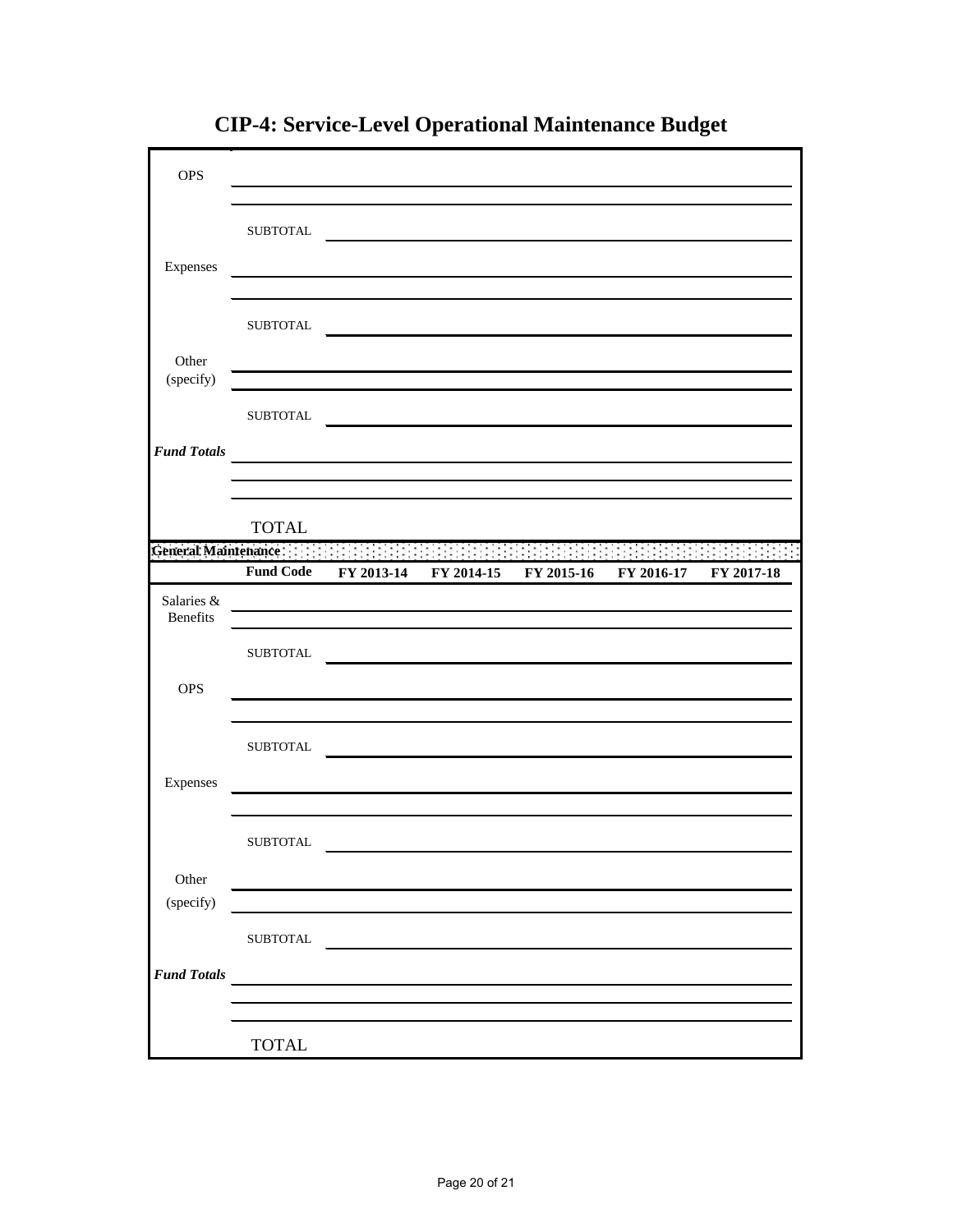# CIP-4: Service-Level Operational Maintenance Budget

| | | | | | | |
|---|---|---|---|---|---|---|
| OPS | | | | | | |
| | | | | | | |
| | SUBTOTAL | | | | | |
| Expenses | | | | | | |
| | | | | | | |
| | SUBTOTAL | | | | | |
| Other (specify) | | | | | | |
| | | | | | | |
| | SUBTOTAL | | | | | |
| ***Fund Totals*** | | | | | | |
| | | | | | | |
| | | | | | | |
| | TOTAL | | | | | |

| **General Maintenance** | | | | | | |
|---|---|---|---|---|---|---|
| | **Fund Code** | **FY 2013-14** | **FY 2014-15** | **FY 2015-16** | **FY 2016-17** | **FY 2017-18** |
| Salaries & Benefits | | | | | | |
| | | | | | | |
| | SUBTOTAL | | | | | |
| OPS | | | | | | |
| | | | | | | |
| | SUBTOTAL | | | | | |
| Expenses | | | | | | |
| | | | | | | |
| | SUBTOTAL | | | | | |
| Other (specify) | | | | | | |
| | | | | | | |
| | SUBTOTAL | | | | | |
| ***Fund Totals*** | | | | | | |
| | | | | | | |
| | | | | | | |
| | TOTAL | | | | | |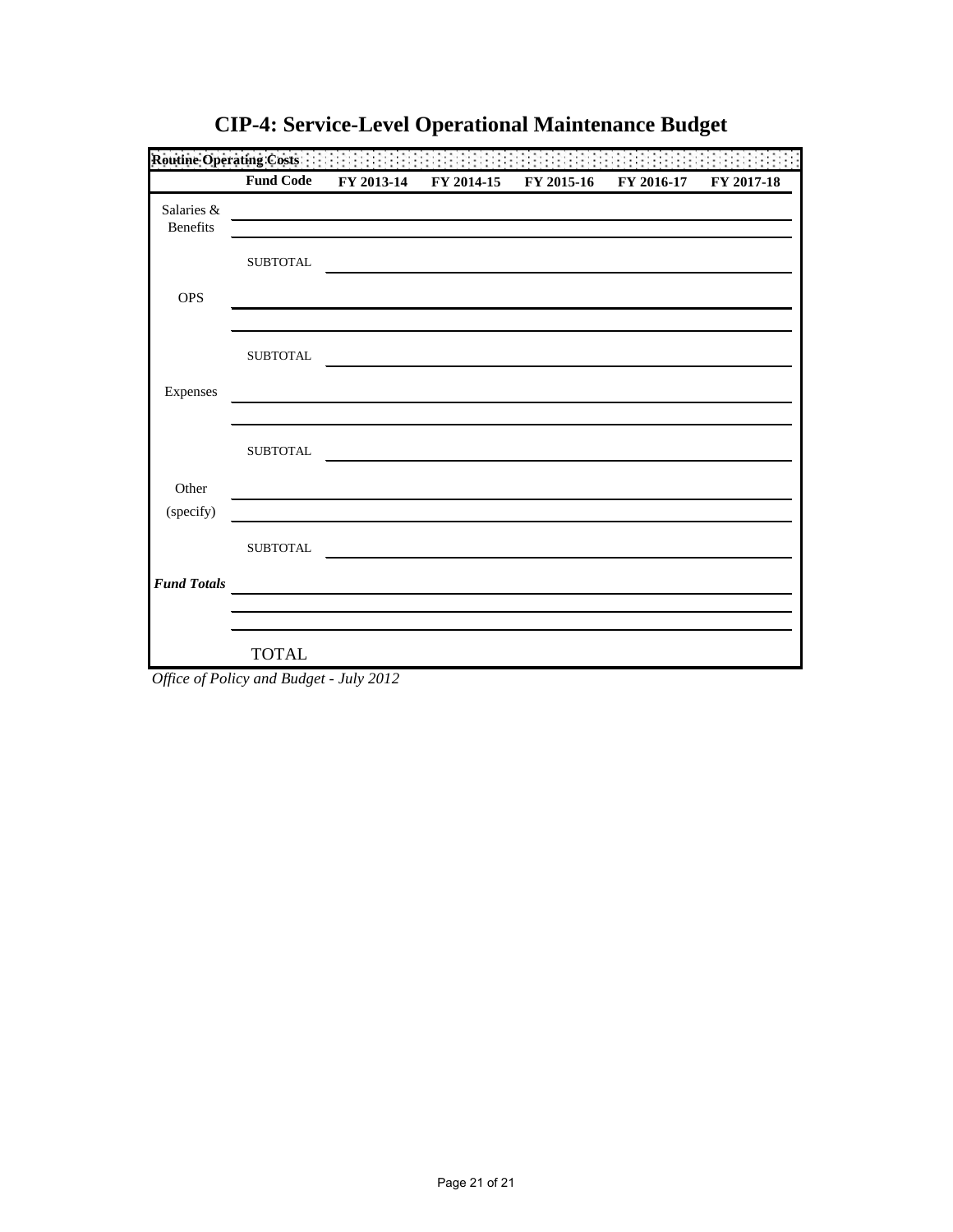# CIP-4: Service-Level Operational Maintenance Budget

| Routine Operating Costs | | | | | | |
|---|---|---|---|---|---|---|
| | **Fund Code** | **FY 2013-14** | **FY 2014-15** | **FY 2015-16** | **FY 2016-17** | **FY 2017-18** |
| Salaries & Benefits | | | | | | |
| | | | | | | |
| | SUBTOTAL | | | | | |
| OPS | | | | | | |
| | | | | | | |
| | SUBTOTAL | | | | | |
| Expenses | | | | | | |
| | | | | | | |
| | SUBTOTAL | | | | | |
| Other (specify) | | | | | | |
| | | | | | | |
| | SUBTOTAL | | | | | |
| ***Fund Totals*** | | | | | | |
| | | | | | | |
| | | | | | | |
| | TOTAL | | | | | |

*Office of Policy and Budget - July 2012*